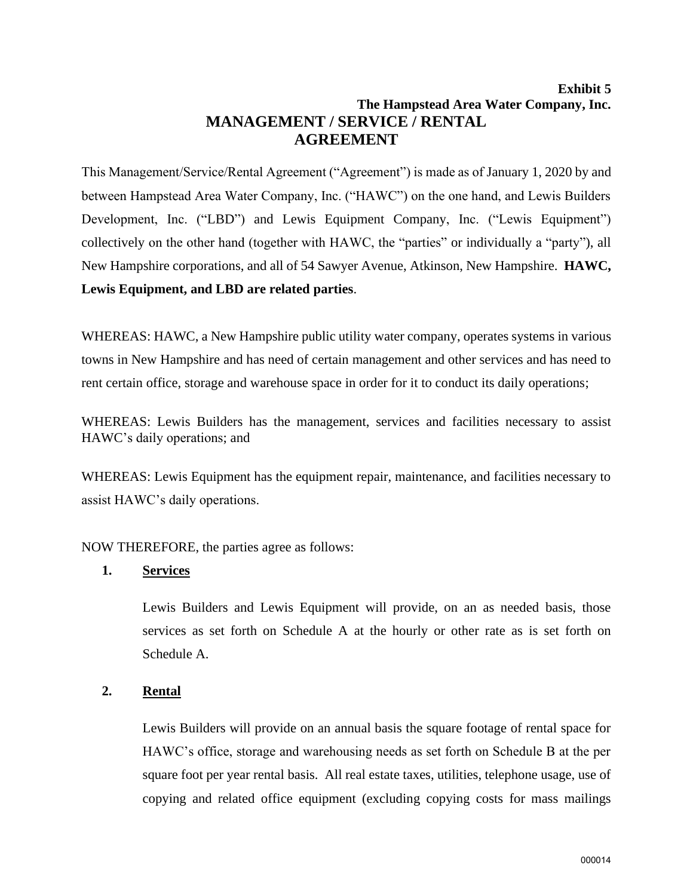**Exhibit 5**
**The Hampstead Area Water Company, Inc.**

# MANAGEMENT / SERVICE / RENTAL AGREEMENT

This Management/Service/Rental Agreement ("Agreement") is made as of January 1, 2020 by and between Hampstead Area Water Company, Inc. ("HAWC") on the one hand, and Lewis Builders Development, Inc. ("LBD") and Lewis Equipment Company, Inc. ("Lewis Equipment") collectively on the other hand (together with HAWC, the "parties" or individually a "party"), all New Hampshire corporations, and all of 54 Sawyer Avenue, Atkinson, New Hampshire. **HAWC, Lewis Equipment, and LBD are related parties**.

WHEREAS: HAWC, a New Hampshire public utility water company, operates systems in various towns in New Hampshire and has need of certain management and other services and has need to rent certain office, storage and warehouse space in order for it to conduct its daily operations;

WHEREAS: Lewis Builders has the management, services and facilities necessary to assist HAWC's daily operations; and

WHEREAS: Lewis Equipment has the equipment repair, maintenance, and facilities necessary to assist HAWC's daily operations.

NOW THEREFORE, the parties agree as follows:

**1. Services**

Lewis Builders and Lewis Equipment will provide, on an as needed basis, those services as set forth on Schedule A at the hourly or other rate as is set forth on Schedule A.

**2. Rental**

Lewis Builders will provide on an annual basis the square footage of rental space for HAWC's office, storage and warehousing needs as set forth on Schedule B at the per square foot per year rental basis. All real estate taxes, utilities, telephone usage, use of copying and related office equipment (excluding copying costs for mass mailings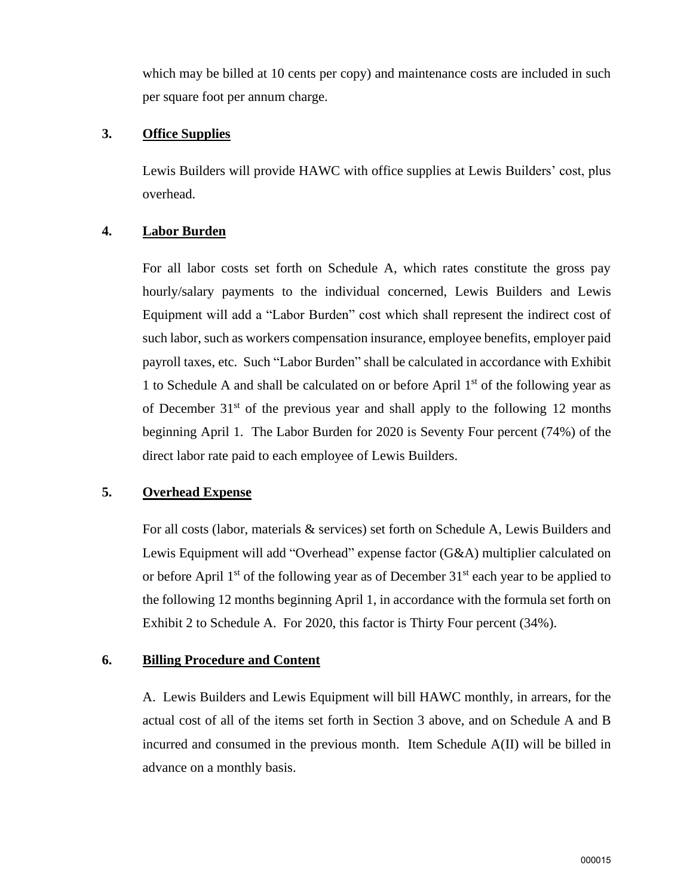which may be billed at 10 cents per copy) and maintenance costs are included in such per square foot per annum charge.

**3. Office Supplies**

Lewis Builders will provide HAWC with office supplies at Lewis Builders' cost, plus overhead.

**4. Labor Burden**

For all labor costs set forth on Schedule A, which rates constitute the gross pay hourly/salary payments to the individual concerned, Lewis Builders and Lewis Equipment will add a "Labor Burden" cost which shall represent the indirect cost of such labor, such as workers compensation insurance, employee benefits, employer paid payroll taxes, etc. Such "Labor Burden" shall be calculated in accordance with Exhibit 1 to Schedule A and shall be calculated on or before April 1st of the following year as of December 31st of the previous year and shall apply to the following 12 months beginning April 1. The Labor Burden for 2020 is Seventy Four percent (74%) of the direct labor rate paid to each employee of Lewis Builders.

**5. Overhead Expense**

For all costs (labor, materials & services) set forth on Schedule A, Lewis Builders and Lewis Equipment will add "Overhead" expense factor (G&A) multiplier calculated on or before April 1st of the following year as of December 31st each year to be applied to the following 12 months beginning April 1, in accordance with the formula set forth on Exhibit 2 to Schedule A. For 2020, this factor is Thirty Four percent (34%).

**6. Billing Procedure and Content**

A. Lewis Builders and Lewis Equipment will bill HAWC monthly, in arrears, for the actual cost of all of the items set forth in Section 3 above, and on Schedule A and B incurred and consumed in the previous month. Item Schedule A(II) will be billed in advance on a monthly basis.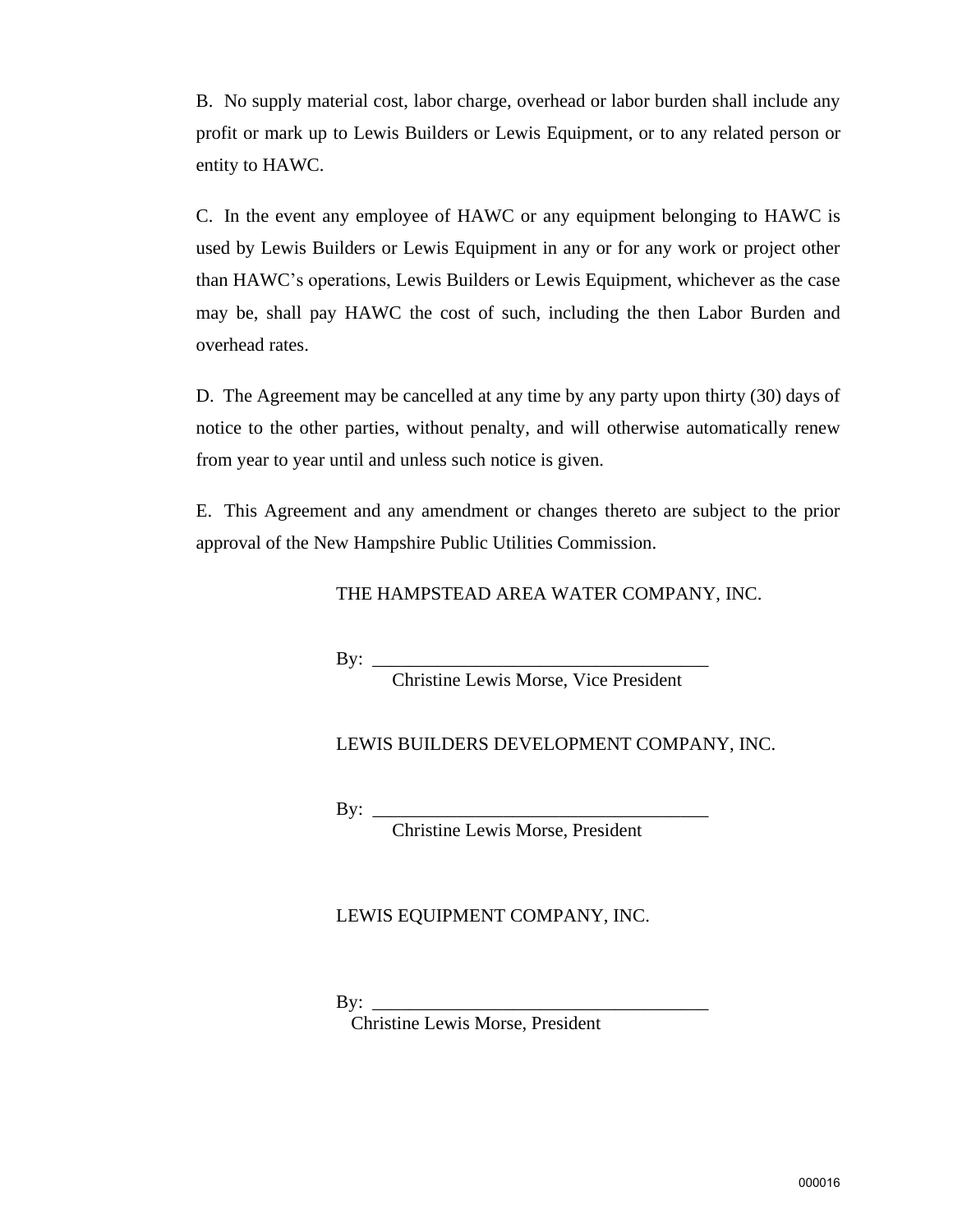B. No supply material cost, labor charge, overhead or labor burden shall include any profit or mark up to Lewis Builders or Lewis Equipment, or to any related person or entity to HAWC.

C. In the event any employee of HAWC or any equipment belonging to HAWC is used by Lewis Builders or Lewis Equipment in any or for any work or project other than HAWC's operations, Lewis Builders or Lewis Equipment, whichever as the case may be, shall pay HAWC the cost of such, including the then Labor Burden and overhead rates.

D. The Agreement may be cancelled at any time by any party upon thirty (30) days of notice to the other parties, without penalty, and will otherwise automatically renew from year to year until and unless such notice is given.

E. This Agreement and any amendment or changes thereto are subject to the prior approval of the New Hampshire Public Utilities Commission.

THE HAMPSTEAD AREA WATER COMPANY, INC.

By: ____________________________________
Christine Lewis Morse, Vice President

LEWIS BUILDERS DEVELOPMENT COMPANY, INC.

By: ____________________________________
Christine Lewis Morse, President

LEWIS EQUIPMENT COMPANY, INC.

By: ____________________________________
Christine Lewis Morse, President